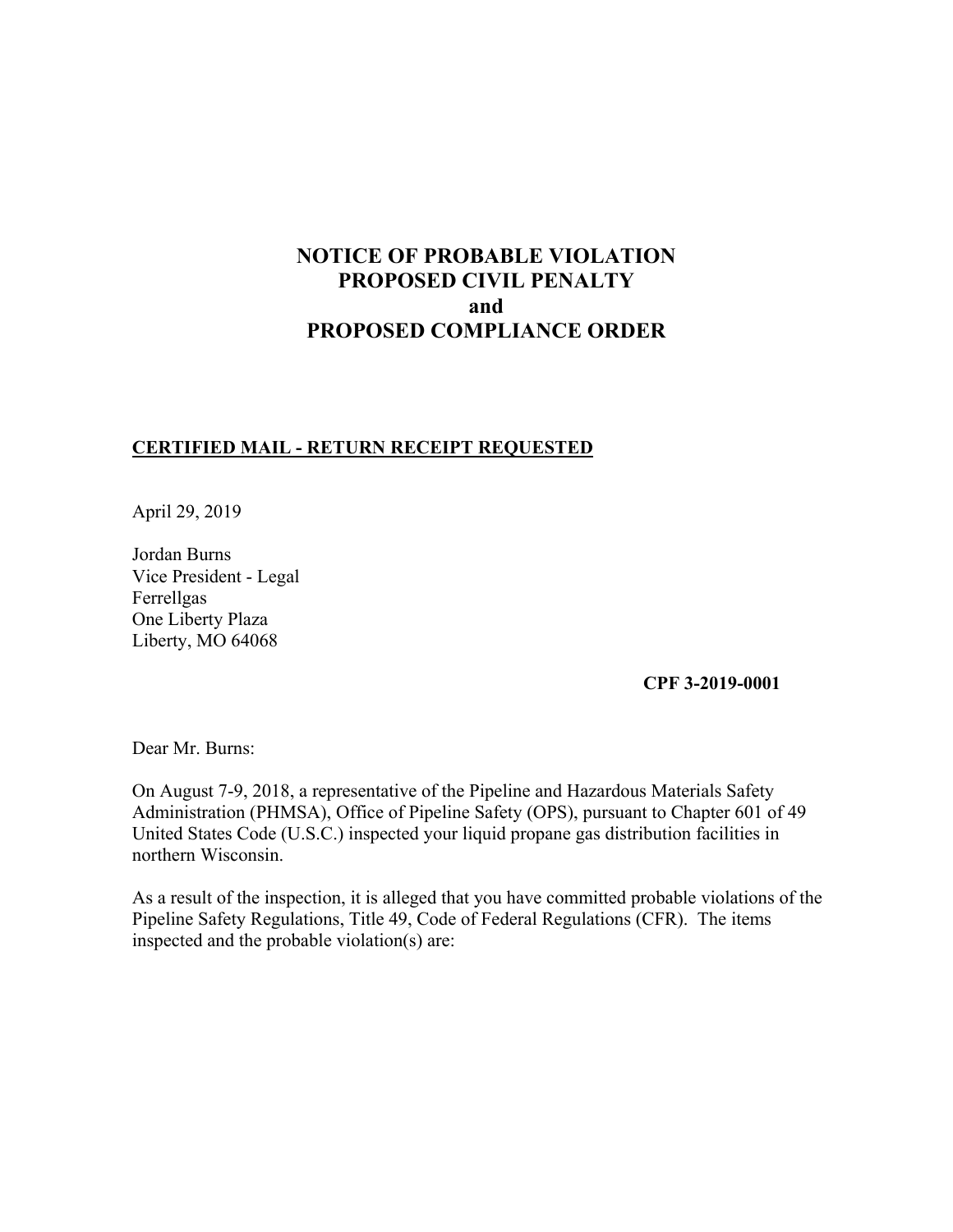# NOTICE OF PROBABLE VIOLATION
# PROPOSED CIVIL PENALTY
# and
# PROPOSED COMPLIANCE ORDER

**CERTIFIED MAIL - RETURN RECEIPT REQUESTED**

April 29, 2019

Jordan Burns
Vice President - Legal
Ferrellgas
One Liberty Plaza
Liberty, MO 64068

**CPF 3-2019-0001**

Dear Mr. Burns:

On August 7-9, 2018, a representative of the Pipeline and Hazardous Materials Safety Administration (PHMSA), Office of Pipeline Safety (OPS), pursuant to Chapter 601 of 49 United States Code (U.S.C.) inspected your liquid propane gas distribution facilities in northern Wisconsin.

As a result of the inspection, it is alleged that you have committed probable violations of the Pipeline Safety Regulations, Title 49, Code of Federal Regulations (CFR). The items inspected and the probable violation(s) are: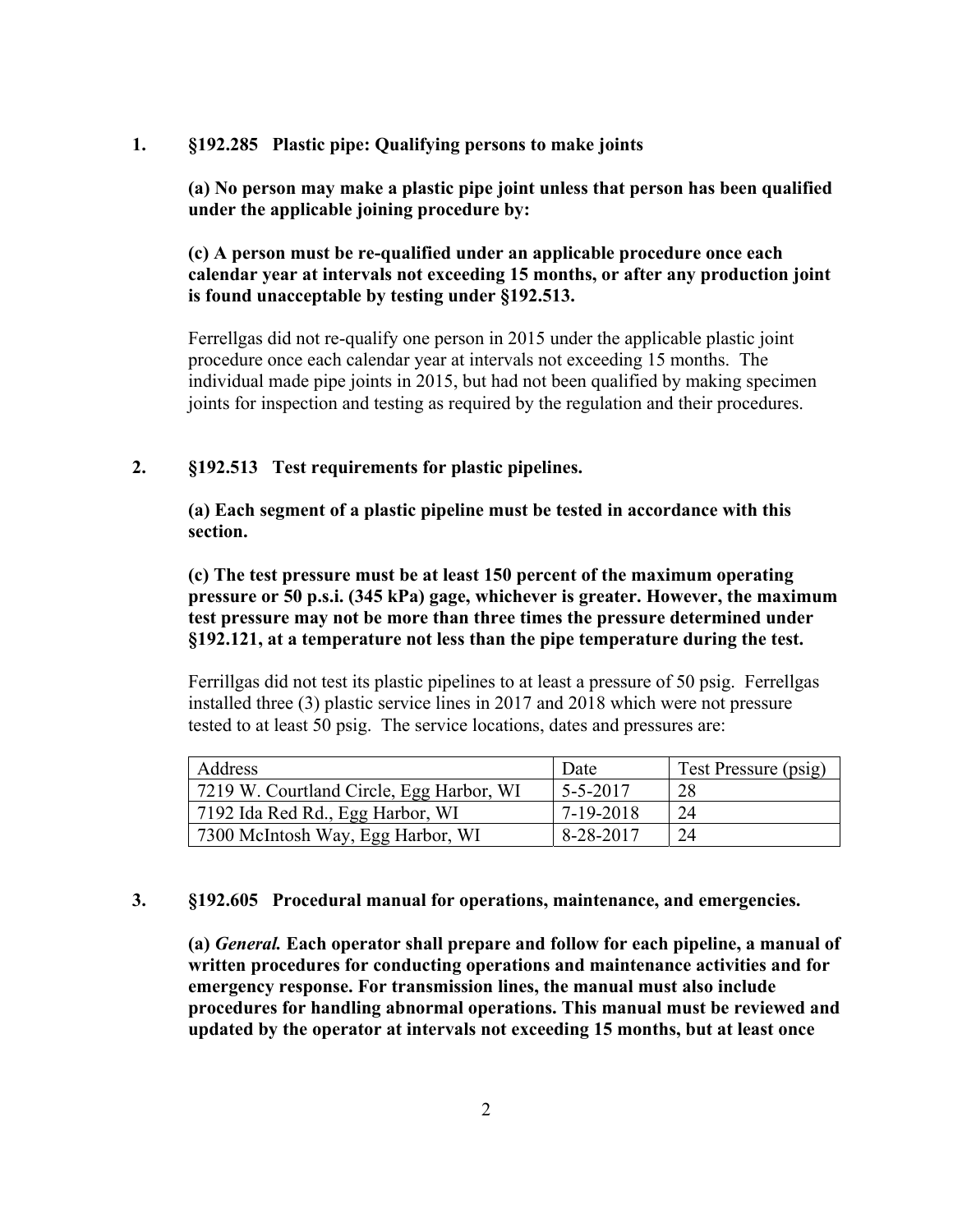**1. §192.285 Plastic pipe: Qualifying persons to make joints**

**(a) No person may make a plastic pipe joint unless that person has been qualified under the applicable joining procedure by:**

**(c) A person must be re-qualified under an applicable procedure once each calendar year at intervals not exceeding 15 months, or after any production joint is found unacceptable by testing under §192.513.**

Ferrellgas did not re-qualify one person in 2015 under the applicable plastic joint procedure once each calendar year at intervals not exceeding 15 months. The individual made pipe joints in 2015, but had not been qualified by making specimen joints for inspection and testing as required by the regulation and their procedures.

**2. §192.513 Test requirements for plastic pipelines.**

**(a) Each segment of a plastic pipeline must be tested in accordance with this section.**

**(c) The test pressure must be at least 150 percent of the maximum operating pressure or 50 p.s.i. (345 kPa) gage, whichever is greater. However, the maximum test pressure may not be more than three times the pressure determined under §192.121, at a temperature not less than the pipe temperature during the test.**

Ferrillgas did not test its plastic pipelines to at least a pressure of 50 psig. Ferrellgas installed three (3) plastic service lines in 2017 and 2018 which were not pressure tested to at least 50 psig. The service locations, dates and pressures are:

| Address | Date | Test Pressure (psig) |
| --- | --- | --- |
| 7219 W. Courtland Circle, Egg Harbor, WI | 5-5-2017 | 28 |
| 7192 Ida Red Rd., Egg Harbor, WI | 7-19-2018 | 24 |
| 7300 McIntosh Way, Egg Harbor, WI | 8-28-2017 | 24 |

**3. §192.605 Procedural manual for operations, maintenance, and emergencies.**

**(a) *General.* Each operator shall prepare and follow for each pipeline, a manual of written procedures for conducting operations and maintenance activities and for emergency response. For transmission lines, the manual must also include procedures for handling abnormal operations. This manual must be reviewed and updated by the operator at intervals not exceeding 15 months, but at least once**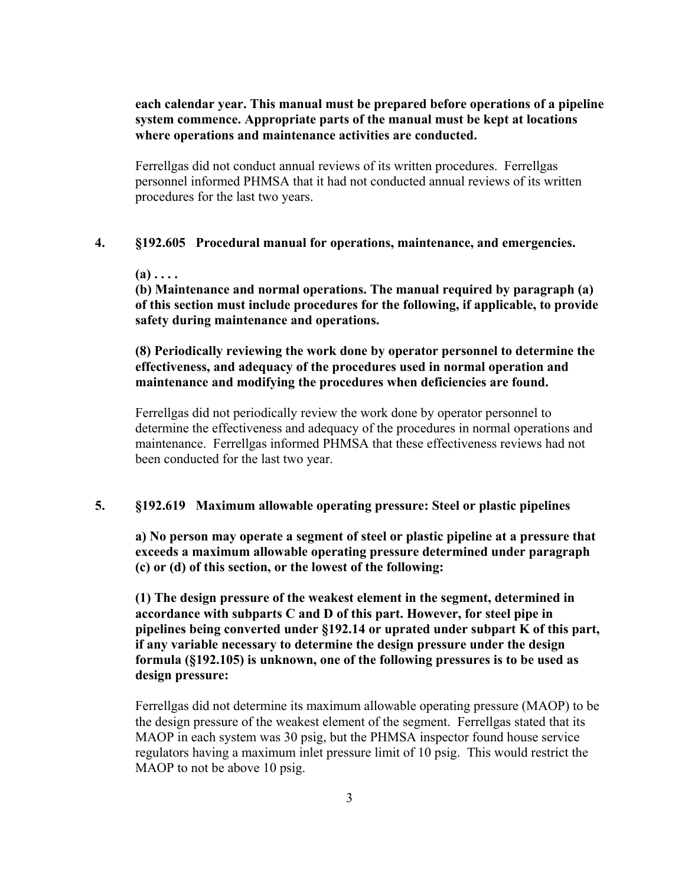**each calendar year. This manual must be prepared before operations of a pipeline system commence. Appropriate parts of the manual must be kept at locations where operations and maintenance activities are conducted.**

Ferrellgas did not conduct annual reviews of its written procedures. Ferrellgas personnel informed PHMSA that it had not conducted annual reviews of its written procedures for the last two years.

**4. §192.605 Procedural manual for operations, maintenance, and emergencies.**

**(a) . . . .**

**(b) Maintenance and normal operations. The manual required by paragraph (a) of this section must include procedures for the following, if applicable, to provide safety during maintenance and operations.**

**(8) Periodically reviewing the work done by operator personnel to determine the effectiveness, and adequacy of the procedures used in normal operation and maintenance and modifying the procedures when deficiencies are found.**

Ferrellgas did not periodically review the work done by operator personnel to determine the effectiveness and adequacy of the procedures in normal operations and maintenance. Ferrellgas informed PHMSA that these effectiveness reviews had not been conducted for the last two year.

**5. §192.619 Maximum allowable operating pressure: Steel or plastic pipelines**

**a) No person may operate a segment of steel or plastic pipeline at a pressure that exceeds a maximum allowable operating pressure determined under paragraph (c) or (d) of this section, or the lowest of the following:**

**(1) The design pressure of the weakest element in the segment, determined in accordance with subparts C and D of this part. However, for steel pipe in pipelines being converted under §192.14 or uprated under subpart K of this part, if any variable necessary to determine the design pressure under the design formula (§192.105) is unknown, one of the following pressures is to be used as design pressure:**

Ferrellgas did not determine its maximum allowable operating pressure (MAOP) to be the design pressure of the weakest element of the segment. Ferrellgas stated that its MAOP in each system was 30 psig, but the PHMSA inspector found house service regulators having a maximum inlet pressure limit of 10 psig. This would restrict the MAOP to not be above 10 psig.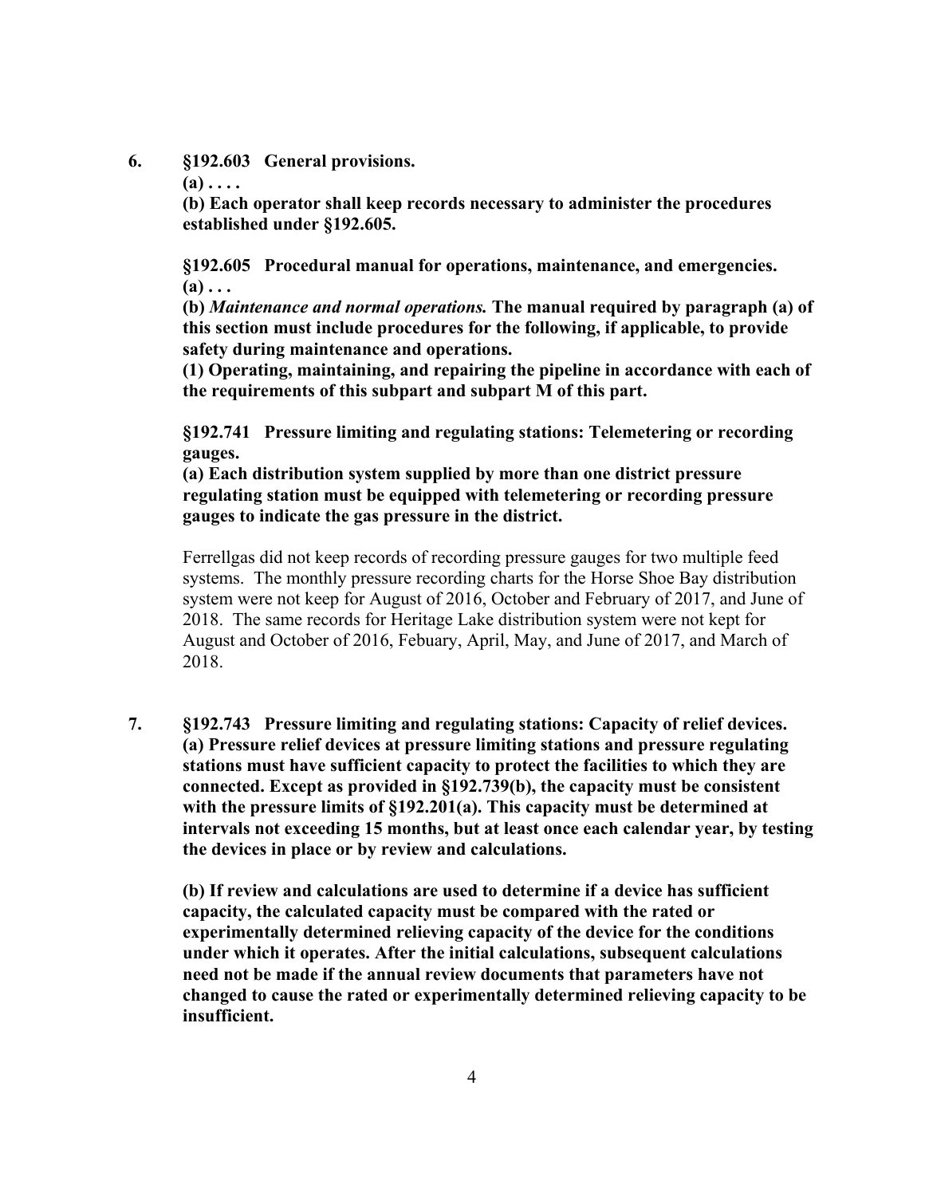**6. §192.603 General provisions.**

**(a) . . . .**

**(b) Each operator shall keep records necessary to administer the procedures established under §192.605.**

**§192.605 Procedural manual for operations, maintenance, and emergencies.**

**(a) . . .**

**(b)** ***Maintenance and normal operations.*** **The manual required by paragraph (a) of this section must include procedures for the following, if applicable, to provide safety during maintenance and operations.**

**(1) Operating, maintaining, and repairing the pipeline in accordance with each of the requirements of this subpart and subpart M of this part.**

**§192.741 Pressure limiting and regulating stations: Telemetering or recording gauges.**

**(a) Each distribution system supplied by more than one district pressure regulating station must be equipped with telemetering or recording pressure gauges to indicate the gas pressure in the district.**

Ferrellgas did not keep records of recording pressure gauges for two multiple feed systems. The monthly pressure recording charts for the Horse Shoe Bay distribution system were not keep for August of 2016, October and February of 2017, and June of 2018. The same records for Heritage Lake distribution system were not kept for August and October of 2016, Febuary, April, May, and June of 2017, and March of 2018.

**7. §192.743 Pressure limiting and regulating stations: Capacity of relief devices.**

**(a) Pressure relief devices at pressure limiting stations and pressure regulating stations must have sufficient capacity to protect the facilities to which they are connected. Except as provided in §192.739(b), the capacity must be consistent with the pressure limits of §192.201(a). This capacity must be determined at intervals not exceeding 15 months, but at least once each calendar year, by testing the devices in place or by review and calculations.**

**(b) If review and calculations are used to determine if a device has sufficient capacity, the calculated capacity must be compared with the rated or experimentally determined relieving capacity of the device for the conditions under which it operates. After the initial calculations, subsequent calculations need not be made if the annual review documents that parameters have not changed to cause the rated or experimentally determined relieving capacity to be insufficient.**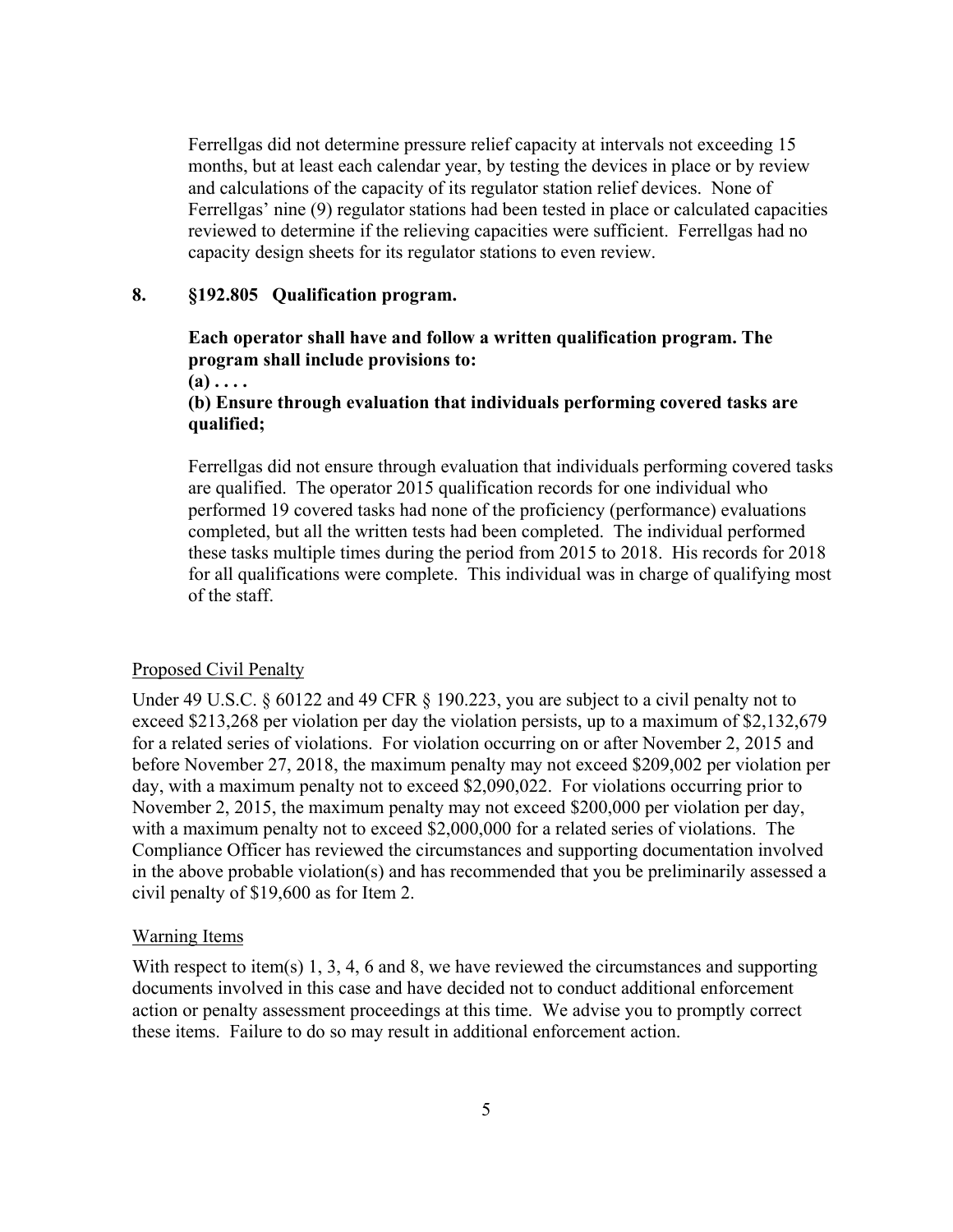Ferrellgas did not determine pressure relief capacity at intervals not exceeding 15 months, but at least each calendar year, by testing the devices in place or by review and calculations of the capacity of its regulator station relief devices. None of Ferrellgas' nine (9) regulator stations had been tested in place or calculated capacities reviewed to determine if the relieving capacities were sufficient. Ferrellgas had no capacity design sheets for its regulator stations to even review.

**8. §192.805 Qualification program.**

**Each operator shall have and follow a written qualification program. The program shall include provisions to:**

**(a) . . . .**

**(b) Ensure through evaluation that individuals performing covered tasks are qualified;**

Ferrellgas did not ensure through evaluation that individuals performing covered tasks are qualified. The operator 2015 qualification records for one individual who performed 19 covered tasks had none of the proficiency (performance) evaluations completed, but all the written tests had been completed. The individual performed these tasks multiple times during the period from 2015 to 2018. His records for 2018 for all qualifications were complete. This individual was in charge of qualifying most of the staff.

Proposed Civil Penalty

Under 49 U.S.C. § 60122 and 49 CFR § 190.223, you are subject to a civil penalty not to exceed $213,268 per violation per day the violation persists, up to a maximum of $2,132,679 for a related series of violations. For violation occurring on or after November 2, 2015 and before November 27, 2018, the maximum penalty may not exceed $209,002 per violation per day, with a maximum penalty not to exceed $2,090,022. For violations occurring prior to November 2, 2015, the maximum penalty may not exceed $200,000 per violation per day, with a maximum penalty not to exceed $2,000,000 for a related series of violations. The Compliance Officer has reviewed the circumstances and supporting documentation involved in the above probable violation(s) and has recommended that you be preliminarily assessed a civil penalty of $19,600 as for Item 2.

Warning Items

With respect to item(s) 1, 3, 4, 6 and 8, we have reviewed the circumstances and supporting documents involved in this case and have decided not to conduct additional enforcement action or penalty assessment proceedings at this time. We advise you to promptly correct these items. Failure to do so may result in additional enforcement action.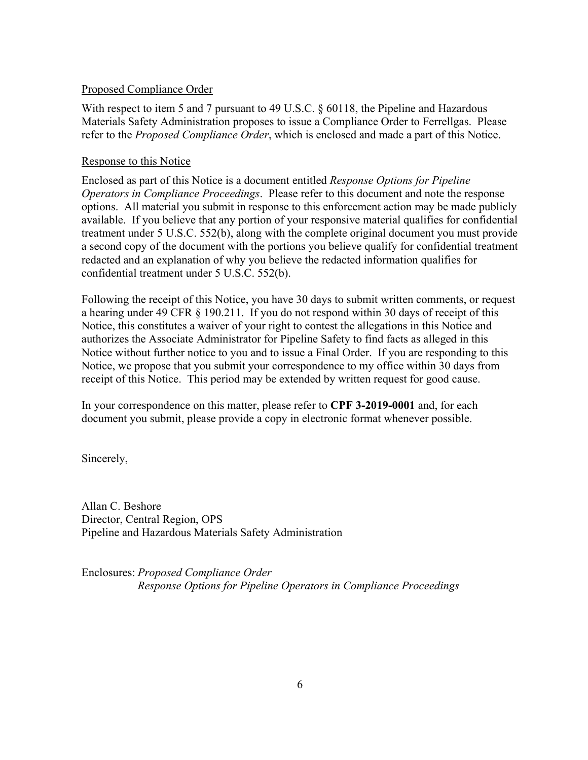Proposed Compliance Order

With respect to item 5 and 7 pursuant to 49 U.S.C. § 60118, the Pipeline and Hazardous Materials Safety Administration proposes to issue a Compliance Order to Ferrellgas. Please refer to the *Proposed Compliance Order*, which is enclosed and made a part of this Notice.

Response to this Notice

Enclosed as part of this Notice is a document entitled *Response Options for Pipeline Operators in Compliance Proceedings*. Please refer to this document and note the response options. All material you submit in response to this enforcement action may be made publicly available. If you believe that any portion of your responsive material qualifies for confidential treatment under 5 U.S.C. 552(b), along with the complete original document you must provide a second copy of the document with the portions you believe qualify for confidential treatment redacted and an explanation of why you believe the redacted information qualifies for confidential treatment under 5 U.S.C. 552(b).

Following the receipt of this Notice, you have 30 days to submit written comments, or request a hearing under 49 CFR § 190.211. If you do not respond within 30 days of receipt of this Notice, this constitutes a waiver of your right to contest the allegations in this Notice and authorizes the Associate Administrator for Pipeline Safety to find facts as alleged in this Notice without further notice to you and to issue a Final Order. If you are responding to this Notice, we propose that you submit your correspondence to my office within 30 days from receipt of this Notice. This period may be extended by written request for good cause.

In your correspondence on this matter, please refer to **CPF 3-2019-0001** and, for each document you submit, please provide a copy in electronic format whenever possible.

Sincerely,

Allan C. Beshore
Director, Central Region, OPS
Pipeline and Hazardous Materials Safety Administration

Enclosures: *Proposed Compliance Order*
*Response Options for Pipeline Operators in Compliance Proceedings*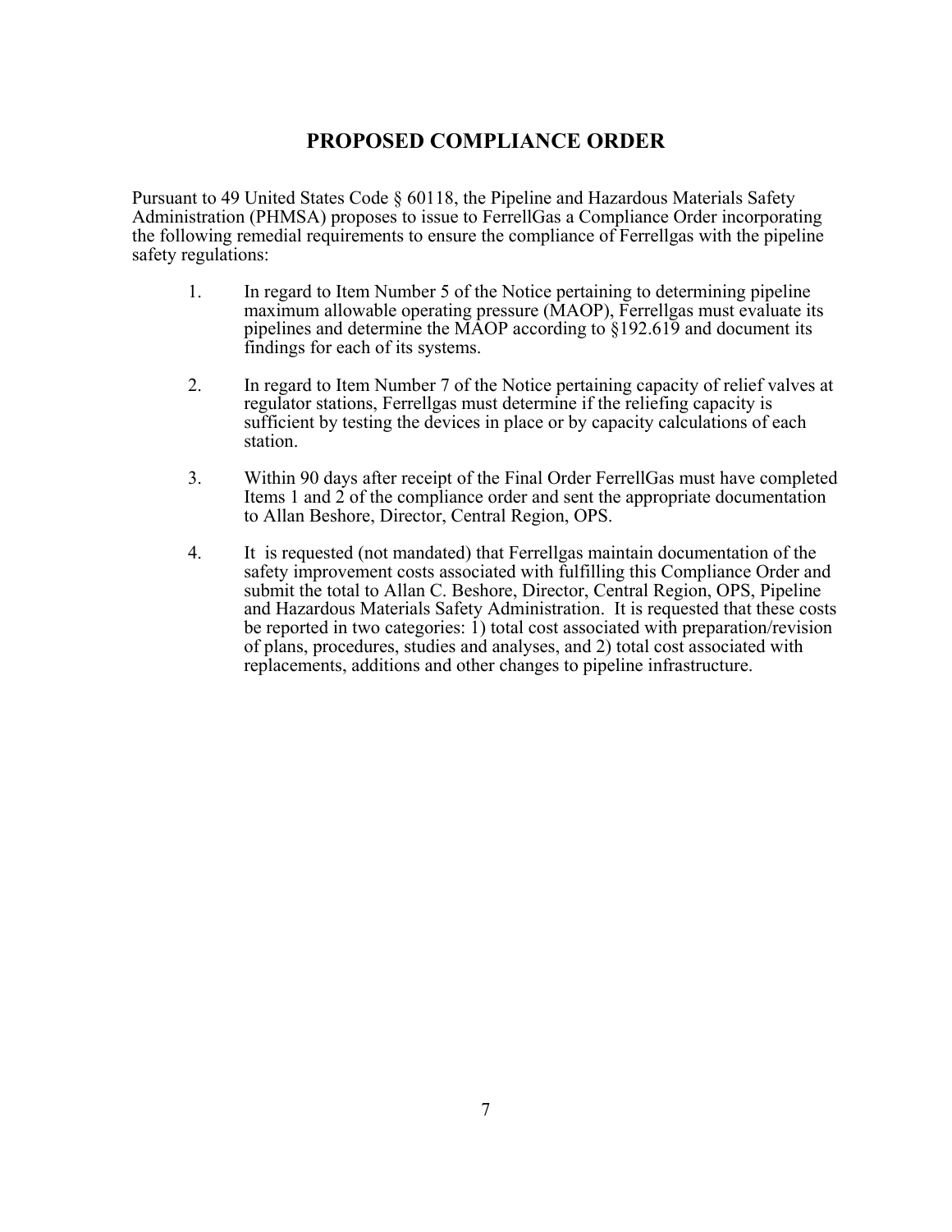# PROPOSED COMPLIANCE ORDER

Pursuant to 49 United States Code § 60118, the Pipeline and Hazardous Materials Safety Administration (PHMSA) proposes to issue to FerrellGas a Compliance Order incorporating the following remedial requirements to ensure the compliance of Ferrellgas with the pipeline safety regulations:

1. In regard to Item Number 5 of the Notice pertaining to determining pipeline maximum allowable operating pressure (MAOP), Ferrellgas must evaluate its pipelines and determine the MAOP according to §192.619 and document its findings for each of its systems.

2. In regard to Item Number 7 of the Notice pertaining capacity of relief valves at regulator stations, Ferrellgas must determine if the reliefing capacity is sufficient by testing the devices in place or by capacity calculations of each station.

3. Within 90 days after receipt of the Final Order FerrellGas must have completed Items 1 and 2 of the compliance order and sent the appropriate documentation to Allan Beshore, Director, Central Region, OPS.

4. It is requested (not mandated) that Ferrellgas maintain documentation of the safety improvement costs associated with fulfilling this Compliance Order and submit the total to Allan C. Beshore, Director, Central Region, OPS, Pipeline and Hazardous Materials Safety Administration. It is requested that these costs be reported in two categories: 1) total cost associated with preparation/revision of plans, procedures, studies and analyses, and 2) total cost associated with replacements, additions and other changes to pipeline infrastructure.